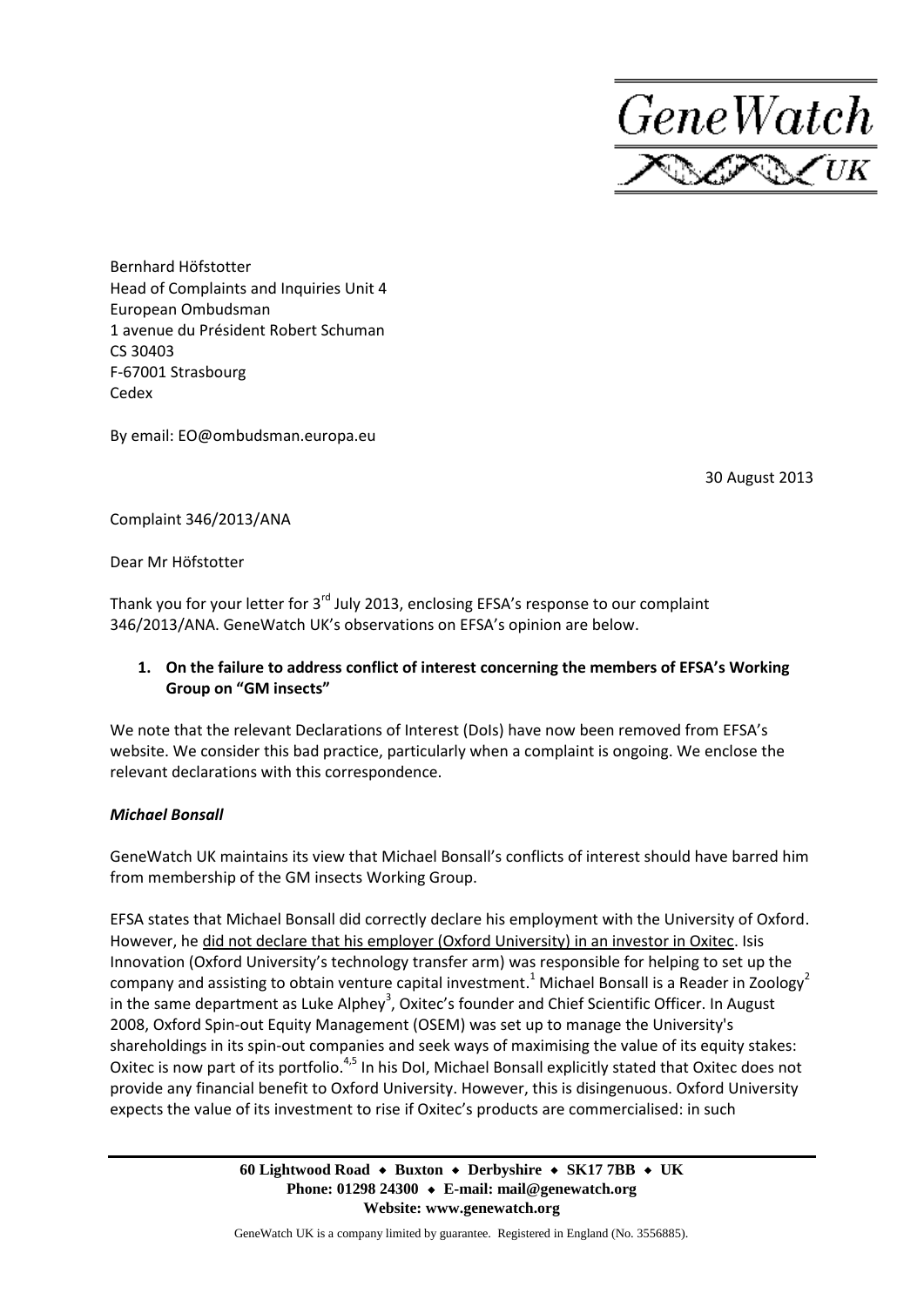GeneWatch UK

Bernhard Höfstotter
Head of Complaints and Inquiries Unit 4
European Ombudsman
1 avenue du Président Robert Schuman
CS 30403
F-67001 Strasbourg
Cedex

By email: EO@ombudsman.europa.eu

30 August 2013

Complaint 346/2013/ANA

Dear Mr Höfstotter

Thank you for your letter for 3rd July 2013, enclosing EFSA's response to our complaint 346/2013/ANA. GeneWatch UK's observations on EFSA's opinion are below.

**1. On the failure to address conflict of interest concerning the members of EFSA's Working Group on "GM insects"**

We note that the relevant Declarations of Interest (DoIs) have now been removed from EFSA's website. We consider this bad practice, particularly when a complaint is ongoing. We enclose the relevant declarations with this correspondence.

***Michael Bonsall***

GeneWatch UK maintains its view that Michael Bonsall's conflicts of interest should have barred him from membership of the GM insects Working Group.

EFSA states that Michael Bonsall did correctly declare his employment with the University of Oxford. However, he did not declare that his employer (Oxford University) in an investor in Oxitec. Isis Innovation (Oxford University's technology transfer arm) was responsible for helping to set up the company and assisting to obtain venture capital investment.[1] Michael Bonsall is a Reader in Zoology[2] in the same department as Luke Alphey[3], Oxitec's founder and Chief Scientific Officer. In August 2008, Oxford Spin-out Equity Management (OSEM) was set up to manage the University's shareholdings in its spin-out companies and seek ways of maximising the value of its equity stakes: Oxitec is now part of its portfolio.[4,5] In his DoI, Michael Bonsall explicitly stated that Oxitec does not provide any financial benefit to Oxford University. However, this is disingenuous. Oxford University expects the value of its investment to rise if Oxitec's products are commercialised: in such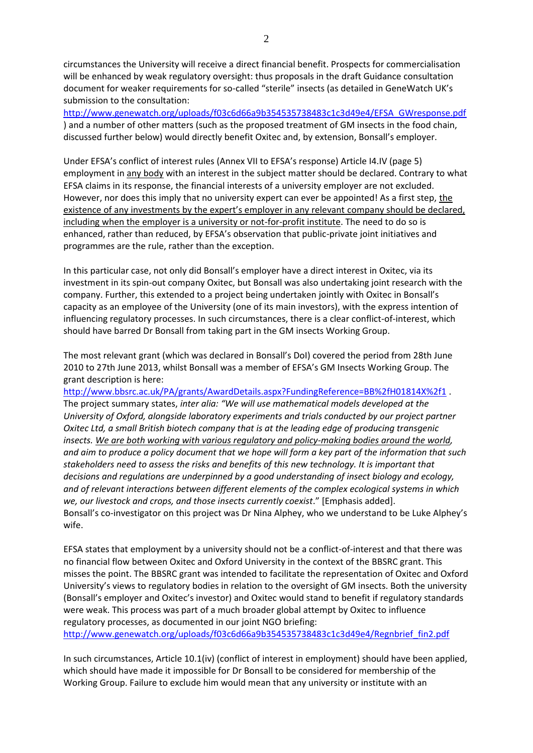circumstances the University will receive a direct financial benefit. Prospects for commercialisation will be enhanced by weak regulatory oversight: thus proposals in the draft Guidance consultation document for weaker requirements for so-called "sterile" insects (as detailed in GeneWatch UK's submission to the consultation: http://www.genewatch.org/uploads/f03c6d66a9b354535738483c1c3d49e4/EFSA_GWresponse.pdf ) and a number of other matters (such as the proposed treatment of GM insects in the food chain, discussed further below) would directly benefit Oxitec and, by extension, Bonsall's employer.

Under EFSA's conflict of interest rules (Annex VII to EFSA's response) Article I4.IV (page 5) employment in <u>any body</u> with an interest in the subject matter should be declared. Contrary to what EFSA claims in its response, the financial interests of a university employer are not excluded. However, nor does this imply that no university expert can ever be appointed! As a first step, <u>the existence of any investments by the expert's employer in any relevant company should be declared, including when the employer is a university or not-for-profit institute</u>. The need to do so is enhanced, rather than reduced, by EFSA's observation that public-private joint initiatives and programmes are the rule, rather than the exception.

In this particular case, not only did Bonsall's employer have a direct interest in Oxitec, via its investment in its spin-out company Oxitec, but Bonsall was also undertaking joint research with the company. Further, this extended to a project being undertaken jointly with Oxitec in Bonsall's capacity as an employee of the University (one of its main investors), with the express intention of influencing regulatory processes. In such circumstances, there is a clear conflict-of-interest, which should have barred Dr Bonsall from taking part in the GM insects Working Group.

The most relevant grant (which was declared in Bonsall's DoI) covered the period from 28th June 2010 to 27th June 2013, whilst Bonsall was a member of EFSA's GM Insects Working Group. The grant description is here: http://www.bbsrc.ac.uk/PA/grants/AwardDetails.aspx?FundingReference=BB%2fH01814X%2f1 . The project summary states, *inter alia: "We will use mathematical models developed at the University of Oxford, alongside laboratory experiments and trials conducted by our project partner Oxitec Ltd, a small British biotech company that is at the leading edge of producing transgenic insects. <u>We are both working with various regulatory and policy-making bodies around the world</u>, and aim to produce a policy document that we hope will form a key part of the information that such stakeholders need to assess the risks and benefits of this new technology. It is important that decisions and regulations are underpinned by a good understanding of insect biology and ecology, and of relevant interactions between different elements of the complex ecological systems in which we, our livestock and crops, and those insects currently coexist*." [Emphasis added]. Bonsall's co-investigator on this project was Dr Nina Alphey, who we understand to be Luke Alphey's wife.

EFSA states that employment by a university should not be a conflict-of-interest and that there was no financial flow between Oxitec and Oxford University in the context of the BBSRC grant. This misses the point. The BBSRC grant was intended to facilitate the representation of Oxitec and Oxford University's views to regulatory bodies in relation to the oversight of GM insects. Both the university (Bonsall's employer and Oxitec's investor) and Oxitec would stand to benefit if regulatory standards were weak. This process was part of a much broader global attempt by Oxitec to influence regulatory processes, as documented in our joint NGO briefing: http://www.genewatch.org/uploads/f03c6d66a9b354535738483c1c3d49e4/Regnbrief_fin2.pdf

In such circumstances, Article 10.1(iv) (conflict of interest in employment) should have been applied, which should have made it impossible for Dr Bonsall to be considered for membership of the Working Group. Failure to exclude him would mean that any university or institute with an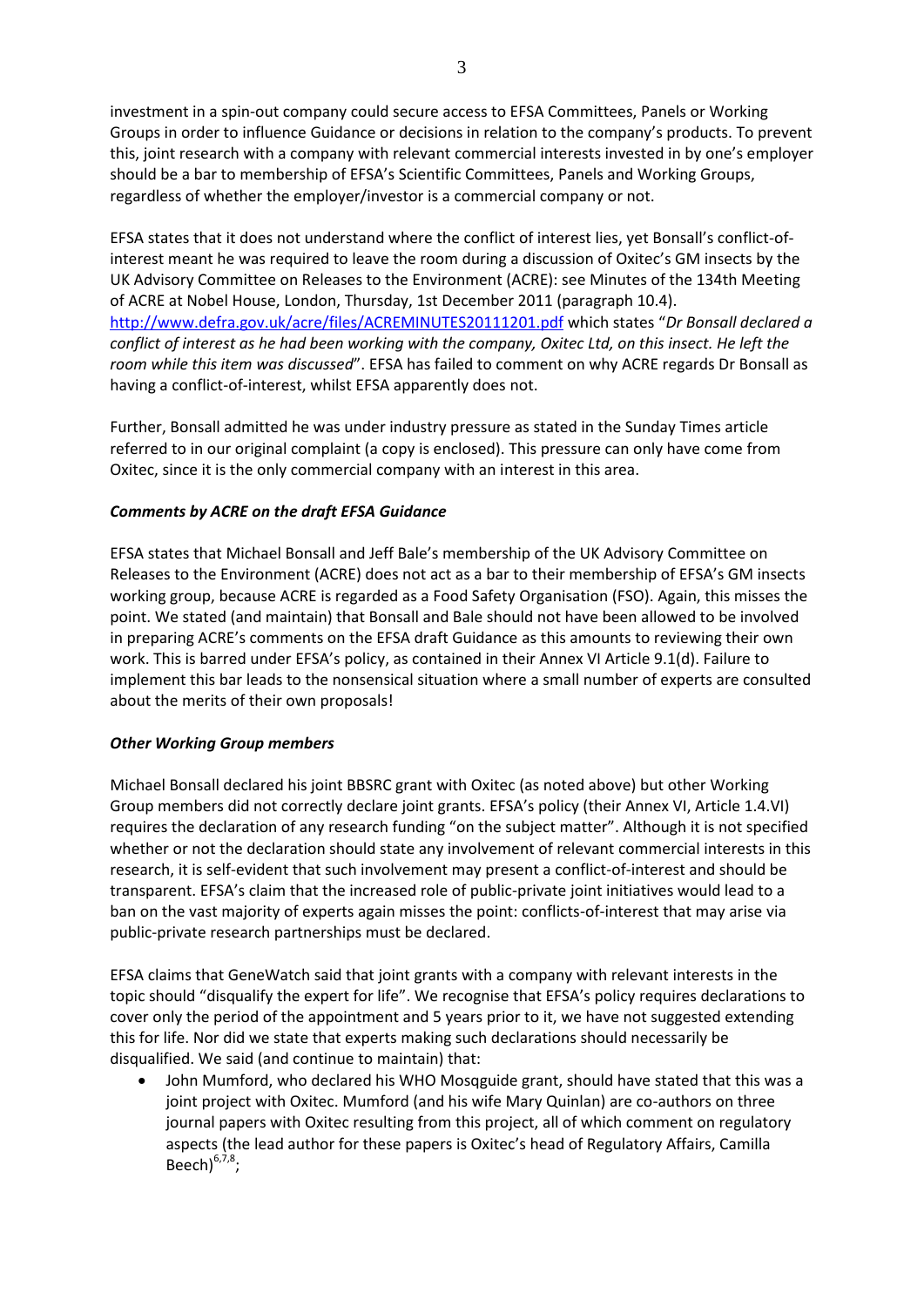investment in a spin-out company could secure access to EFSA Committees, Panels or Working Groups in order to influence Guidance or decisions in relation to the company's products. To prevent this, joint research with a company with relevant commercial interests invested in by one's employer should be a bar to membership of EFSA's Scientific Committees, Panels and Working Groups, regardless of whether the employer/investor is a commercial company or not.

EFSA states that it does not understand where the conflict of interest lies, yet Bonsall's conflict-of-interest meant he was required to leave the room during a discussion of Oxitec's GM insects by the UK Advisory Committee on Releases to the Environment (ACRE): see Minutes of the 134th Meeting of ACRE at Nobel House, London, Thursday, 1st December 2011 (paragraph 10.4). http://www.defra.gov.uk/acre/files/ACREMINUTES20111201.pdf which states "*Dr Bonsall declared a conflict of interest as he had been working with the company, Oxitec Ltd, on this insect. He left the room while this item was discussed*". EFSA has failed to comment on why ACRE regards Dr Bonsall as having a conflict-of-interest, whilst EFSA apparently does not.

Further, Bonsall admitted he was under industry pressure as stated in the Sunday Times article referred to in our original complaint (a copy is enclosed). This pressure can only have come from Oxitec, since it is the only commercial company with an interest in this area.

***Comments by ACRE on the draft EFSA Guidance***

EFSA states that Michael Bonsall and Jeff Bale's membership of the UK Advisory Committee on Releases to the Environment (ACRE) does not act as a bar to their membership of EFSA's GM insects working group, because ACRE is regarded as a Food Safety Organisation (FSO). Again, this misses the point. We stated (and maintain) that Bonsall and Bale should not have been allowed to be involved in preparing ACRE's comments on the EFSA draft Guidance as this amounts to reviewing their own work. This is barred under EFSA's policy, as contained in their Annex VI Article 9.1(d). Failure to implement this bar leads to the nonsensical situation where a small number of experts are consulted about the merits of their own proposals!

***Other Working Group members***

Michael Bonsall declared his joint BBSRC grant with Oxitec (as noted above) but other Working Group members did not correctly declare joint grants. EFSA's policy (their Annex VI, Article 1.4.VI) requires the declaration of any research funding "on the subject matter". Although it is not specified whether or not the declaration should state any involvement of relevant commercial interests in this research, it is self-evident that such involvement may present a conflict-of-interest and should be transparent. EFSA's claim that the increased role of public-private joint initiatives would lead to a ban on the vast majority of experts again misses the point: conflicts-of-interest that may arise via public-private research partnerships must be declared.

EFSA claims that GeneWatch said that joint grants with a company with relevant interests in the topic should "disqualify the expert for life". We recognise that EFSA's policy requires declarations to cover only the period of the appointment and 5 years prior to it, we have not suggested extending this for life. Nor did we state that experts making such declarations should necessarily be disqualified. We said (and continue to maintain) that:

- John Mumford, who declared his WHO Mosqguide grant, should have stated that this was a joint project with Oxitec. Mumford (and his wife Mary Quinlan) are co-authors on three journal papers with Oxitec resulting from this project, all of which comment on regulatory aspects (the lead author for these papers is Oxitec's head of Regulatory Affairs, Camilla Beech)[6,7,8];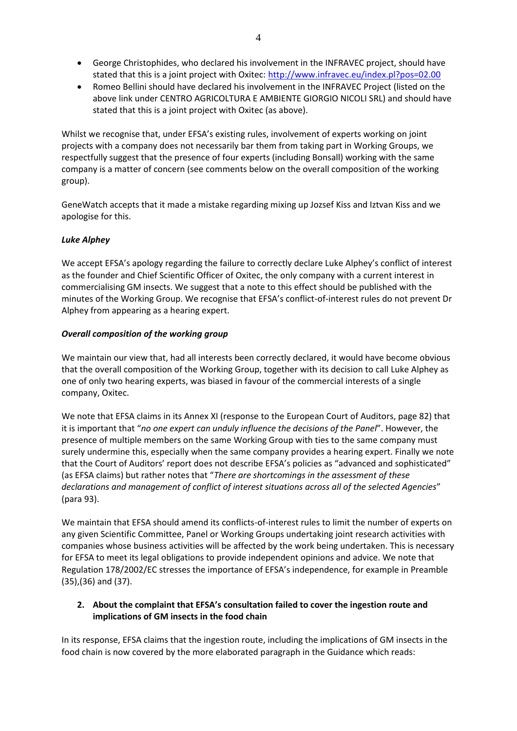- George Christophides, who declared his involvement in the INFRAVEC project, should have stated that this is a joint project with Oxitec: http://www.infravec.eu/index.pl?pos=02.00
- Romeo Bellini should have declared his involvement in the INFRAVEC Project (listed on the above link under CENTRO AGRICOLTURA E AMBIENTE GIORGIO NICOLI SRL) and should have stated that this is a joint project with Oxitec (as above).

Whilst we recognise that, under EFSA's existing rules, involvement of experts working on joint projects with a company does not necessarily bar them from taking part in Working Groups, we respectfully suggest that the presence of four experts (including Bonsall) working with the same company is a matter of concern (see comments below on the overall composition of the working group).

GeneWatch accepts that it made a mistake regarding mixing up Jozsef Kiss and Iztvan Kiss and we apologise for this.

***Luke Alphey***

We accept EFSA's apology regarding the failure to correctly declare Luke Alphey's conflict of interest as the founder and Chief Scientific Officer of Oxitec, the only company with a current interest in commercialising GM insects. We suggest that a note to this effect should be published with the minutes of the Working Group. We recognise that EFSA's conflict-of-interest rules do not prevent Dr Alphey from appearing as a hearing expert.

***Overall composition of the working group***

We maintain our view that, had all interests been correctly declared, it would have become obvious that the overall composition of the Working Group, together with its decision to call Luke Alphey as one of only two hearing experts, was biased in favour of the commercial interests of a single company, Oxitec.

We note that EFSA claims in its Annex XI (response to the European Court of Auditors, page 82) that it is important that "*no one expert can unduly influence the decisions of the Panel*". However, the presence of multiple members on the same Working Group with ties to the same company must surely undermine this, especially when the same company provides a hearing expert. Finally we note that the Court of Auditors' report does not describe EFSA's policies as "advanced and sophisticated" (as EFSA claims) but rather notes that "*There are shortcomings in the assessment of these declarations and management of conflict of interest situations across all of the selected Agencies*" (para 93).

We maintain that EFSA should amend its conflicts-of-interest rules to limit the number of experts on any given Scientific Committee, Panel or Working Groups undertaking joint research activities with companies whose business activities will be affected by the work being undertaken. This is necessary for EFSA to meet its legal obligations to provide independent opinions and advice. We note that Regulation 178/2002/EC stresses the importance of EFSA's independence, for example in Preamble (35),(36) and (37).

2. **About the complaint that EFSA's consultation failed to cover the ingestion route and implications of GM insects in the food chain**

In its response, EFSA claims that the ingestion route, including the implications of GM insects in the food chain is now covered by the more elaborated paragraph in the Guidance which reads: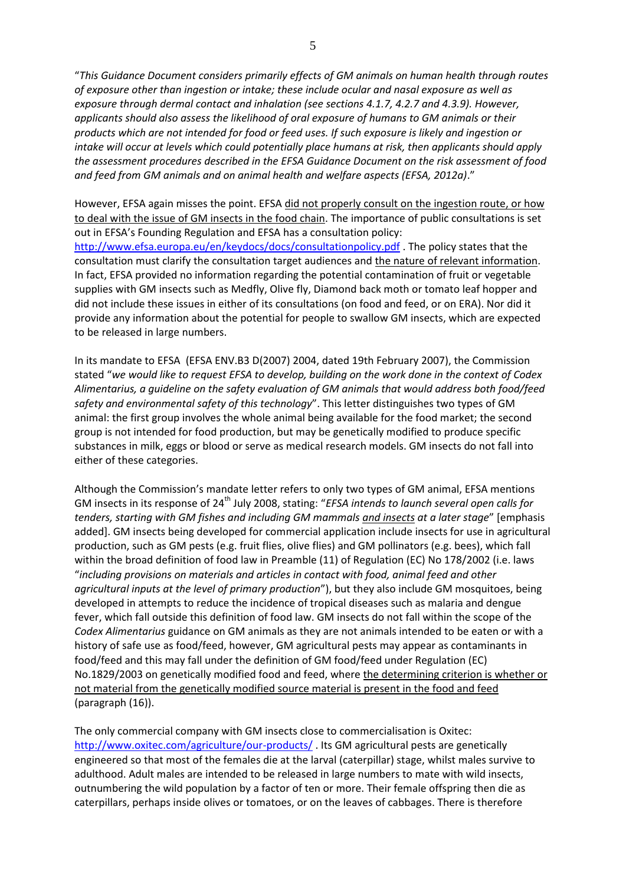"*This Guidance Document considers primarily effects of GM animals on human health through routes of exposure other than ingestion or intake; these include ocular and nasal exposure as well as exposure through dermal contact and inhalation (see sections 4.1.7, 4.2.7 and 4.3.9). However, applicants should also assess the likelihood of oral exposure of humans to GM animals or their products which are not intended for food or feed uses. If such exposure is likely and ingestion or intake will occur at levels which could potentially place humans at risk, then applicants should apply the assessment procedures described in the EFSA Guidance Document on the risk assessment of food and feed from GM animals and on animal health and welfare aspects (EFSA, 2012a)*."

However, EFSA again misses the point. EFSA <u>did not properly consult on the ingestion route, or how to deal with the issue of GM insects in the food chain</u>. The importance of public consultations is set out in EFSA's Founding Regulation and EFSA has a consultation policy: http://www.efsa.europa.eu/en/keydocs/docs/consultationpolicy.pdf . The policy states that the consultation must clarify the consultation target audiences and <u>the nature of relevant information</u>. In fact, EFSA provided no information regarding the potential contamination of fruit or vegetable supplies with GM insects such as Medfly, Olive fly, Diamond back moth or tomato leaf hopper and did not include these issues in either of its consultations (on food and feed, or on ERA). Nor did it provide any information about the potential for people to swallow GM insects, which are expected to be released in large numbers.

In its mandate to EFSA (EFSA ENV.B3 D(2007) 2004, dated 19th February 2007), the Commission stated "*we would like to request EFSA to develop, building on the work done in the context of Codex Alimentarius, a guideline on the safety evaluation of GM animals that would address both food/feed safety and environmental safety of this technology*". This letter distinguishes two types of GM animal: the first group involves the whole animal being available for the food market; the second group is not intended for food production, but may be genetically modified to produce specific substances in milk, eggs or blood or serve as medical research models. GM insects do not fall into either of these categories.

Although the Commission's mandate letter refers to only two types of GM animal, EFSA mentions GM insects in its response of 24th July 2008, stating: "*EFSA intends to launch several open calls for tenders, starting with GM fishes and including GM mammals <u>and insects</u> at a later stage*" [emphasis added]. GM insects being developed for commercial application include insects for use in agricultural production, such as GM pests (e.g. fruit flies, olive flies) and GM pollinators (e.g. bees), which fall within the broad definition of food law in Preamble (11) of Regulation (EC) No 178/2002 (i.e. laws "*including provisions on materials and articles in contact with food, animal feed and other agricultural inputs at the level of primary production*"), but they also include GM mosquitoes, being developed in attempts to reduce the incidence of tropical diseases such as malaria and dengue fever, which fall outside this definition of food law. GM insects do not fall within the scope of the *Codex Alimentarius* guidance on GM animals as they are not animals intended to be eaten or with a history of safe use as food/feed, however, GM agricultural pests may appear as contaminants in food/feed and this may fall under the definition of GM food/feed under Regulation (EC) No.1829/2003 on genetically modified food and feed, where <u>the determining criterion is whether or not material from the genetically modified source material is present in the food and feed</u> (paragraph (16)).

The only commercial company with GM insects close to commercialisation is Oxitec: http://www.oxitec.com/agriculture/our-products/ . Its GM agricultural pests are genetically engineered so that most of the females die at the larval (caterpillar) stage, whilst males survive to adulthood. Adult males are intended to be released in large numbers to mate with wild insects, outnumbering the wild population by a factor of ten or more. Their female offspring then die as caterpillars, perhaps inside olives or tomatoes, or on the leaves of cabbages. There is therefore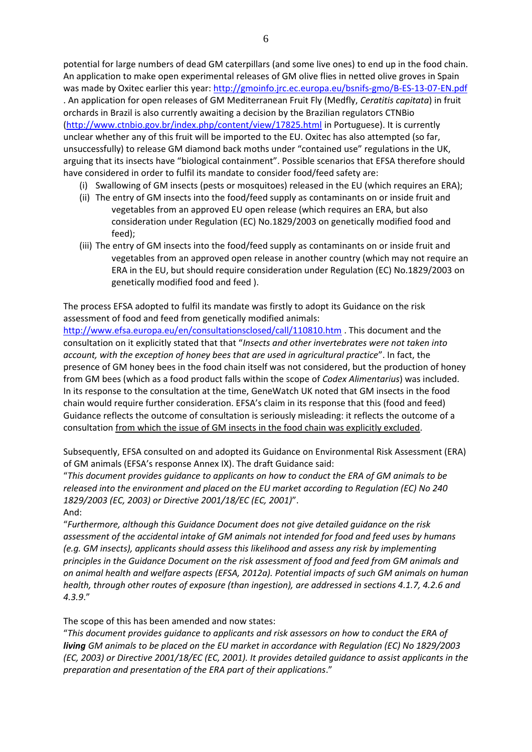potential for large numbers of dead GM caterpillars (and some live ones) to end up in the food chain. An application to make open experimental releases of GM olive flies in netted olive groves in Spain was made by Oxitec earlier this year: http://gmoinfo.jrc.ec.europa.eu/bsnifs-gmo/B-ES-13-07-EN.pdf . An application for open releases of GM Mediterranean Fruit Fly (Medfly, *Ceratitis capitata*) in fruit orchards in Brazil is also currently awaiting a decision by the Brazilian regulators CTNBio (http://www.ctnbio.gov.br/index.php/content/view/17825.html in Portuguese). It is currently unclear whether any of this fruit will be imported to the EU. Oxitec has also attempted (so far, unsuccessfully) to release GM diamond back moths under "contained use" regulations in the UK, arguing that its insects have "biological containment". Possible scenarios that EFSA therefore should have considered in order to fulfil its mandate to consider food/feed safety are:

(i) Swallowing of GM insects (pests or mosquitoes) released in the EU (which requires an ERA);
(ii) The entry of GM insects into the food/feed supply as contaminants on or inside fruit and vegetables from an approved EU open release (which requires an ERA, but also consideration under Regulation (EC) No.1829/2003 on genetically modified food and feed);
(iii) The entry of GM insects into the food/feed supply as contaminants on or inside fruit and vegetables from an approved open release in another country (which may not require an ERA in the EU, but should require consideration under Regulation (EC) No.1829/2003 on genetically modified food and feed ).

The process EFSA adopted to fulfil its mandate was firstly to adopt its Guidance on the risk assessment of food and feed from genetically modified animals: http://www.efsa.europa.eu/en/consultationsclosed/call/110810.htm . This document and the consultation on it explicitly stated that that "*Insects and other invertebrates were not taken into account, with the exception of honey bees that are used in agricultural practice*". In fact, the presence of GM honey bees in the food chain itself was not considered, but the production of honey from GM bees (which as a food product falls within the scope of *Codex Alimentarius*) was included. In its response to the consultation at the time, GeneWatch UK noted that GM insects in the food chain would require further consideration. EFSA's claim in its response that this (food and feed) Guidance reflects the outcome of consultation is seriously misleading: it reflects the outcome of a consultation <u>from which the issue of GM insects in the food chain was explicitly excluded</u>.

Subsequently, EFSA consulted on and adopted its Guidance on Environmental Risk Assessment (ERA) of GM animals (EFSA's response Annex IX). The draft Guidance said:
"*This document provides guidance to applicants on how to conduct the ERA of GM animals to be released into the environment and placed on the EU market according to Regulation (EC) No 240 1829/2003 (EC, 2003) or Directive 2001/18/EC (EC, 2001)*".
And:
"*Furthermore, although this Guidance Document does not give detailed guidance on the risk assessment of the accidental intake of GM animals not intended for food and feed uses by humans (e.g. GM insects), applicants should assess this likelihood and assess any risk by implementing principles in the Guidance Document on the risk assessment of food and feed from GM animals and on animal health and welfare aspects (EFSA, 2012a). Potential impacts of such GM animals on human health, through other routes of exposure (than ingestion), are addressed in sections 4.1.7, 4.2.6 and 4.3.9*."

The scope of this has been amended and now states:
"*This document provides guidance to applicants and risk assessors on how to conduct the ERA of **living** GM animals to be placed on the EU market in accordance with Regulation (EC) No 1829/2003 (EC, 2003) or Directive 2001/18/EC (EC, 2001). It provides detailed guidance to assist applicants in the preparation and presentation of the ERA part of their applications*."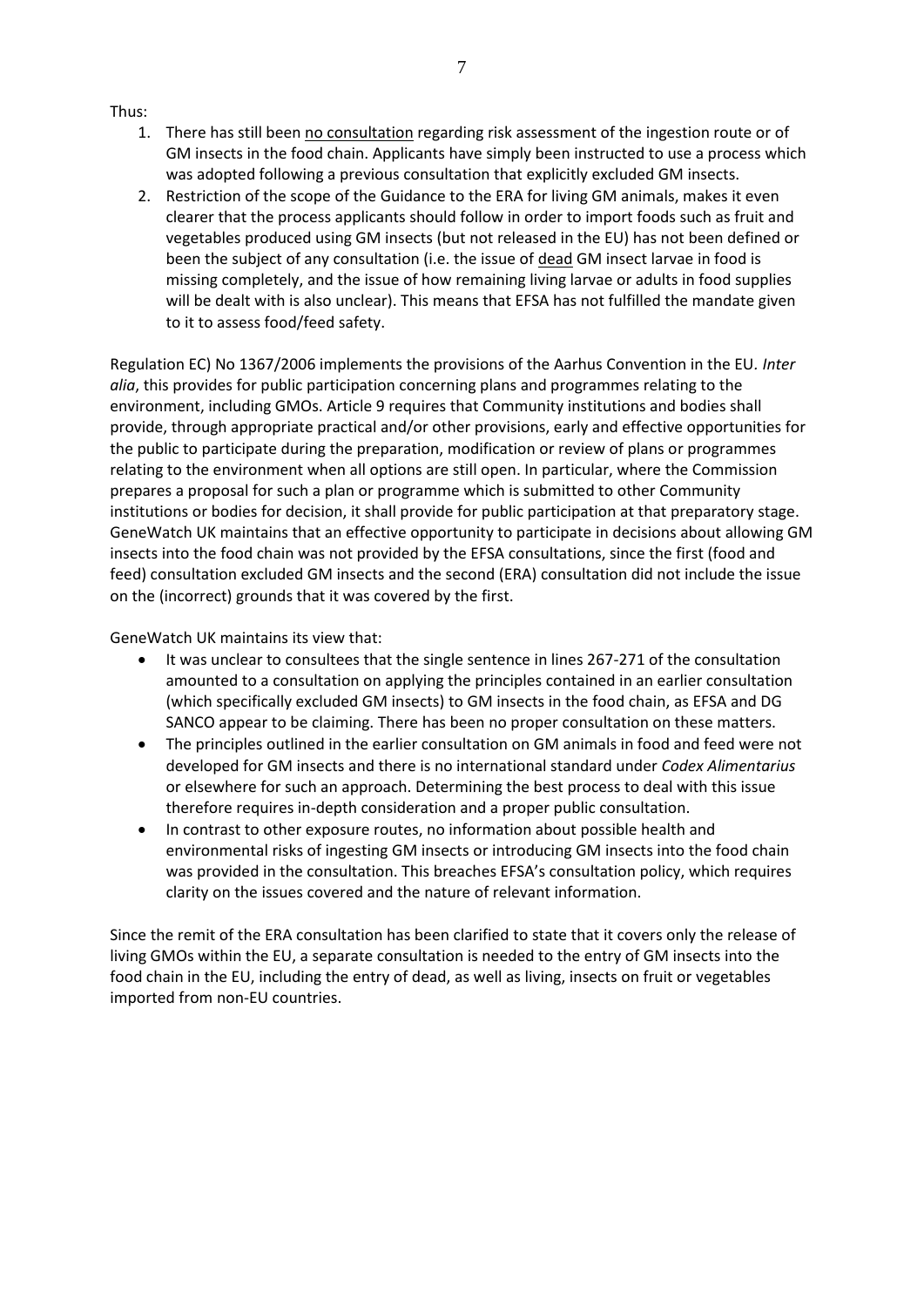Thus:

1. There has still been no consultation regarding risk assessment of the ingestion route or of GM insects in the food chain. Applicants have simply been instructed to use a process which was adopted following a previous consultation that explicitly excluded GM insects.
2. Restriction of the scope of the Guidance to the ERA for living GM animals, makes it even clearer that the process applicants should follow in order to import foods such as fruit and vegetables produced using GM insects (but not released in the EU) has not been defined or been the subject of any consultation (i.e. the issue of dead GM insect larvae in food is missing completely, and the issue of how remaining living larvae or adults in food supplies will be dealt with is also unclear). This means that EFSA has not fulfilled the mandate given to it to assess food/feed safety.

Regulation EC) No 1367/2006 implements the provisions of the Aarhus Convention in the EU. *Inter alia*, this provides for public participation concerning plans and programmes relating to the environment, including GMOs. Article 9 requires that Community institutions and bodies shall provide, through appropriate practical and/or other provisions, early and effective opportunities for the public to participate during the preparation, modification or review of plans or programmes relating to the environment when all options are still open. In particular, where the Commission prepares a proposal for such a plan or programme which is submitted to other Community institutions or bodies for decision, it shall provide for public participation at that preparatory stage. GeneWatch UK maintains that an effective opportunity to participate in decisions about allowing GM insects into the food chain was not provided by the EFSA consultations, since the first (food and feed) consultation excluded GM insects and the second (ERA) consultation did not include the issue on the (incorrect) grounds that it was covered by the first.

GeneWatch UK maintains its view that:

- It was unclear to consultees that the single sentence in lines 267-271 of the consultation amounted to a consultation on applying the principles contained in an earlier consultation (which specifically excluded GM insects) to GM insects in the food chain, as EFSA and DG SANCO appear to be claiming. There has been no proper consultation on these matters.
- The principles outlined in the earlier consultation on GM animals in food and feed were not developed for GM insects and there is no international standard under *Codex Alimentarius* or elsewhere for such an approach. Determining the best process to deal with this issue therefore requires in-depth consideration and a proper public consultation.
- In contrast to other exposure routes, no information about possible health and environmental risks of ingesting GM insects or introducing GM insects into the food chain was provided in the consultation. This breaches EFSA's consultation policy, which requires clarity on the issues covered and the nature of relevant information.

Since the remit of the ERA consultation has been clarified to state that it covers only the release of living GMOs within the EU, a separate consultation is needed to the entry of GM insects into the food chain in the EU, including the entry of dead, as well as living, insects on fruit or vegetables imported from non-EU countries.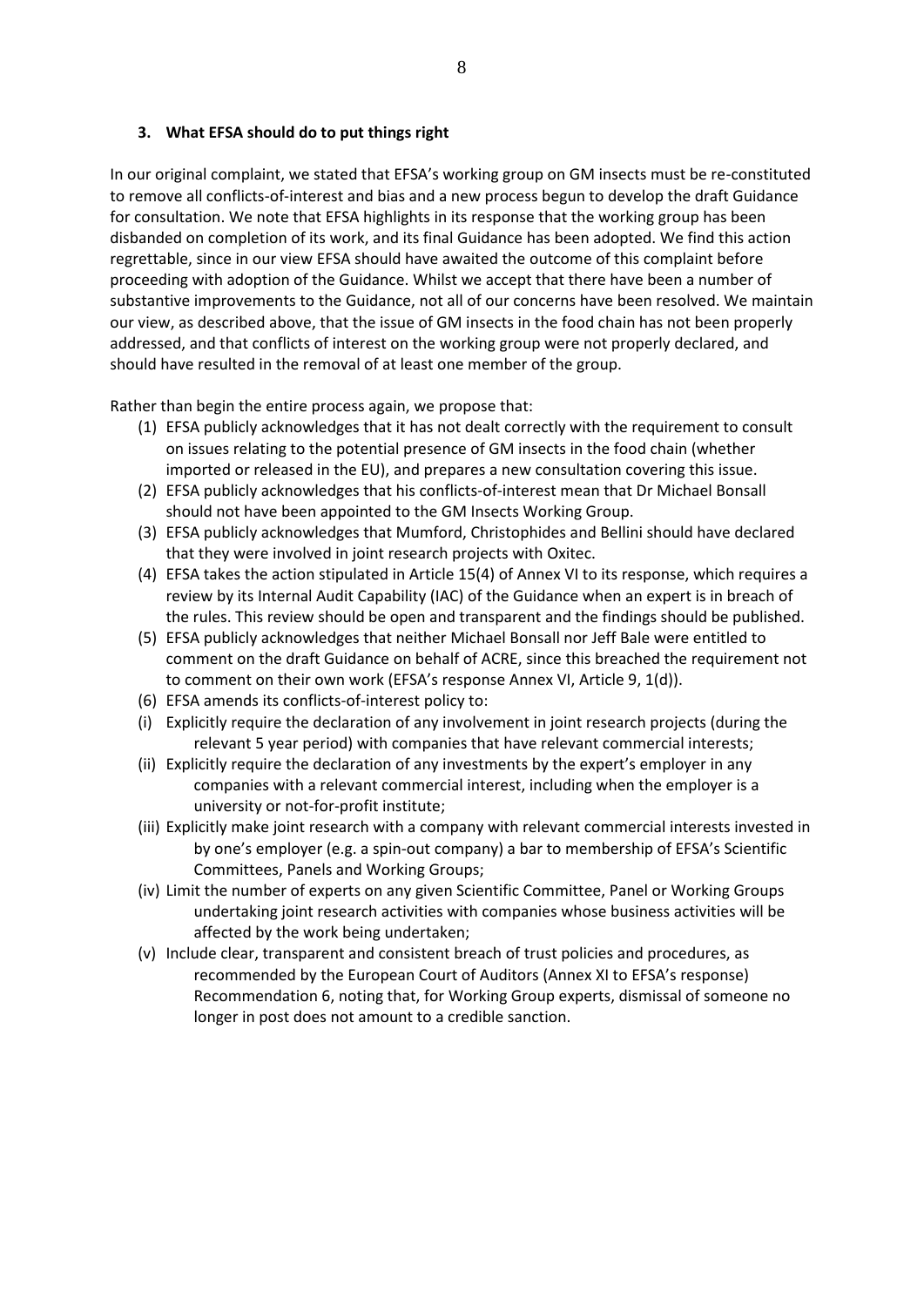### 3. What EFSA should do to put things right

In our original complaint, we stated that EFSA's working group on GM insects must be re-constituted to remove all conflicts-of-interest and bias and a new process begun to develop the draft Guidance for consultation. We note that EFSA highlights in its response that the working group has been disbanded on completion of its work, and its final Guidance has been adopted. We find this action regrettable, since in our view EFSA should have awaited the outcome of this complaint before proceeding with adoption of the Guidance. Whilst we accept that there have been a number of substantive improvements to the Guidance, not all of our concerns have been resolved. We maintain our view, as described above, that the issue of GM insects in the food chain has not been properly addressed, and that conflicts of interest on the working group were not properly declared, and should have resulted in the removal of at least one member of the group.

Rather than begin the entire process again, we propose that:

(1) EFSA publicly acknowledges that it has not dealt correctly with the requirement to consult on issues relating to the potential presence of GM insects in the food chain (whether imported or released in the EU), and prepares a new consultation covering this issue.

(2) EFSA publicly acknowledges that his conflicts-of-interest mean that Dr Michael Bonsall should not have been appointed to the GM Insects Working Group.

(3) EFSA publicly acknowledges that Mumford, Christophides and Bellini should have declared that they were involved in joint research projects with Oxitec.

(4) EFSA takes the action stipulated in Article 15(4) of Annex VI to its response, which requires a review by its Internal Audit Capability (IAC) of the Guidance when an expert is in breach of the rules. This review should be open and transparent and the findings should be published.

(5) EFSA publicly acknowledges that neither Michael Bonsall nor Jeff Bale were entitled to comment on the draft Guidance on behalf of ACRE, since this breached the requirement not to comment on their own work (EFSA's response Annex VI, Article 9, 1(d)).

(6) EFSA amends its conflicts-of-interest policy to:

(i) Explicitly require the declaration of any involvement in joint research projects (during the relevant 5 year period) with companies that have relevant commercial interests;

(ii) Explicitly require the declaration of any investments by the expert's employer in any companies with a relevant commercial interest, including when the employer is a university or not-for-profit institute;

(iii) Explicitly make joint research with a company with relevant commercial interests invested in by one's employer (e.g. a spin-out company) a bar to membership of EFSA's Scientific Committees, Panels and Working Groups;

(iv) Limit the number of experts on any given Scientific Committee, Panel or Working Groups undertaking joint research activities with companies whose business activities will be affected by the work being undertaken;

(v) Include clear, transparent and consistent breach of trust policies and procedures, as recommended by the European Court of Auditors (Annex XI to EFSA's response) Recommendation 6, noting that, for Working Group experts, dismissal of someone no longer in post does not amount to a credible sanction.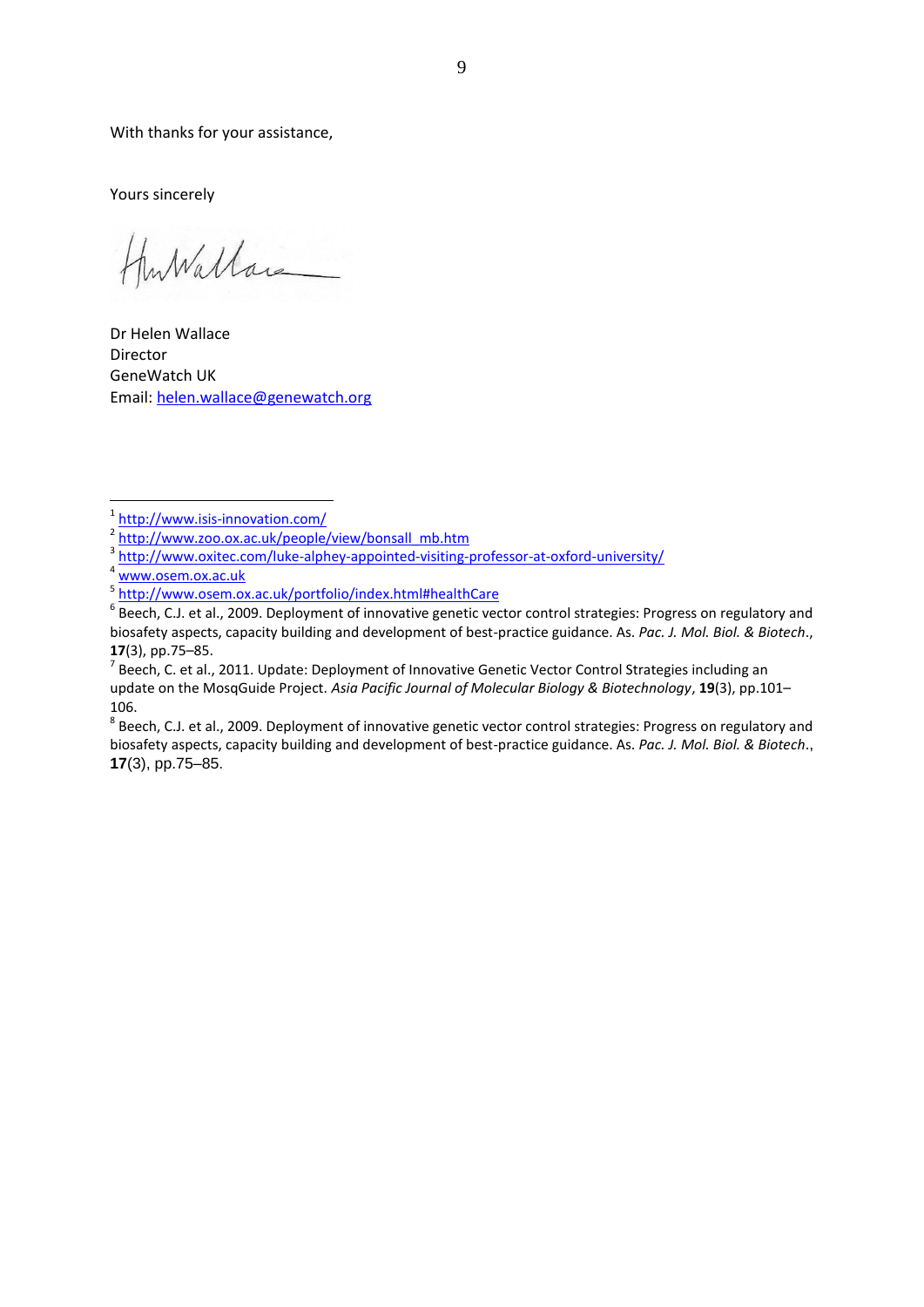With thanks for your assistance,

Yours sincerely

Dr Helen Wallace
Director
GeneWatch UK
Email: helen.wallace@genewatch.org

---

[1] http://www.isis-innovation.com/

[2] http://www.zoo.ox.ac.uk/people/view/bonsall_mb.htm

[3] http://www.oxitec.com/luke-alphey-appointed-visiting-professor-at-oxford-university/

[4] www.osem.ox.ac.uk

[5] http://www.osem.ox.ac.uk/portfolio/index.html#healthCare

[6] Beech, C.J. et al., 2009. Deployment of innovative genetic vector control strategies: Progress on regulatory and biosafety aspects, capacity building and development of best-practice guidance. As. *Pac. J. Mol. Biol. & Biotech*., **17**(3), pp.75–85.

[7] Beech, C. et al., 2011. Update: Deployment of Innovative Genetic Vector Control Strategies including an update on the MosqGuide Project. *Asia Pacific Journal of Molecular Biology & Biotechnology*, **19**(3), pp.101–106.

[8] Beech, C.J. et al., 2009. Deployment of innovative genetic vector control strategies: Progress on regulatory and biosafety aspects, capacity building and development of best-practice guidance. As. *Pac. J. Mol. Biol. & Biotech*., **17**(3), pp.75–85.